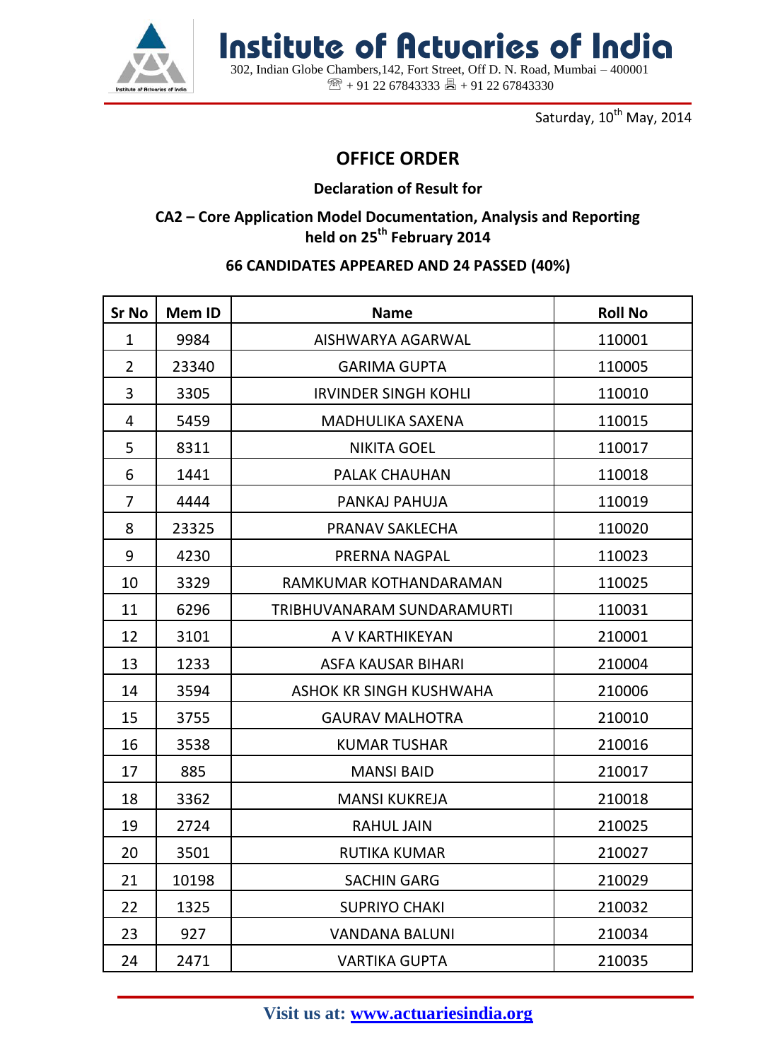# Institute of Actuaries of India

302, Indian Globe Chambers,142, Fort Street, Off D. N. Road, Mumbai – 400001
☏ + 91 22 67843333 🖷 + 91 22 67843330

Saturday, 10th May, 2014

## OFFICE ORDER

**Declaration of Result for**

**CA2 – Core Application Model Documentation, Analysis and Reporting held on 25th February 2014**

**66 CANDIDATES APPEARED AND 24 PASSED (40%)**

| Sr No | Mem ID | Name | Roll No |
|---|---|---|---|
| 1 | 9984 | AISHWARYA AGARWAL | 110001 |
| 2 | 23340 | GARIMA GUPTA | 110005 |
| 3 | 3305 | IRVINDER SINGH KOHLI | 110010 |
| 4 | 5459 | MADHULIKA SAXENA | 110015 |
| 5 | 8311 | NIKITA GOEL | 110017 |
| 6 | 1441 | PALAK CHAUHAN | 110018 |
| 7 | 4444 | PANKAJ PAHUJA | 110019 |
| 8 | 23325 | PRANAV SAKLECHA | 110020 |
| 9 | 4230 | PRERNA NAGPAL | 110023 |
| 10 | 3329 | RAMKUMAR KOTHANDARAMAN | 110025 |
| 11 | 6296 | TRIBHUVANARAM SUNDARAMURTI | 110031 |
| 12 | 3101 | A V KARTHIKEYAN | 210001 |
| 13 | 1233 | ASFA KAUSAR BIHARI | 210004 |
| 14 | 3594 | ASHOK KR SINGH KUSHWAHA | 210006 |
| 15 | 3755 | GAURAV MALHOTRA | 210010 |
| 16 | 3538 | KUMAR TUSHAR | 210016 |
| 17 | 885 | MANSI BAID | 210017 |
| 18 | 3362 | MANSI KUKREJA | 210018 |
| 19 | 2724 | RAHUL JAIN | 210025 |
| 20 | 3501 | RUTIKA KUMAR | 210027 |
| 21 | 10198 | SACHIN GARG | 210029 |
| 22 | 1325 | SUPRIYO CHAKI | 210032 |
| 23 | 927 | VANDANA BALUNI | 210034 |
| 24 | 2471 | VARTIKA GUPTA | 210035 |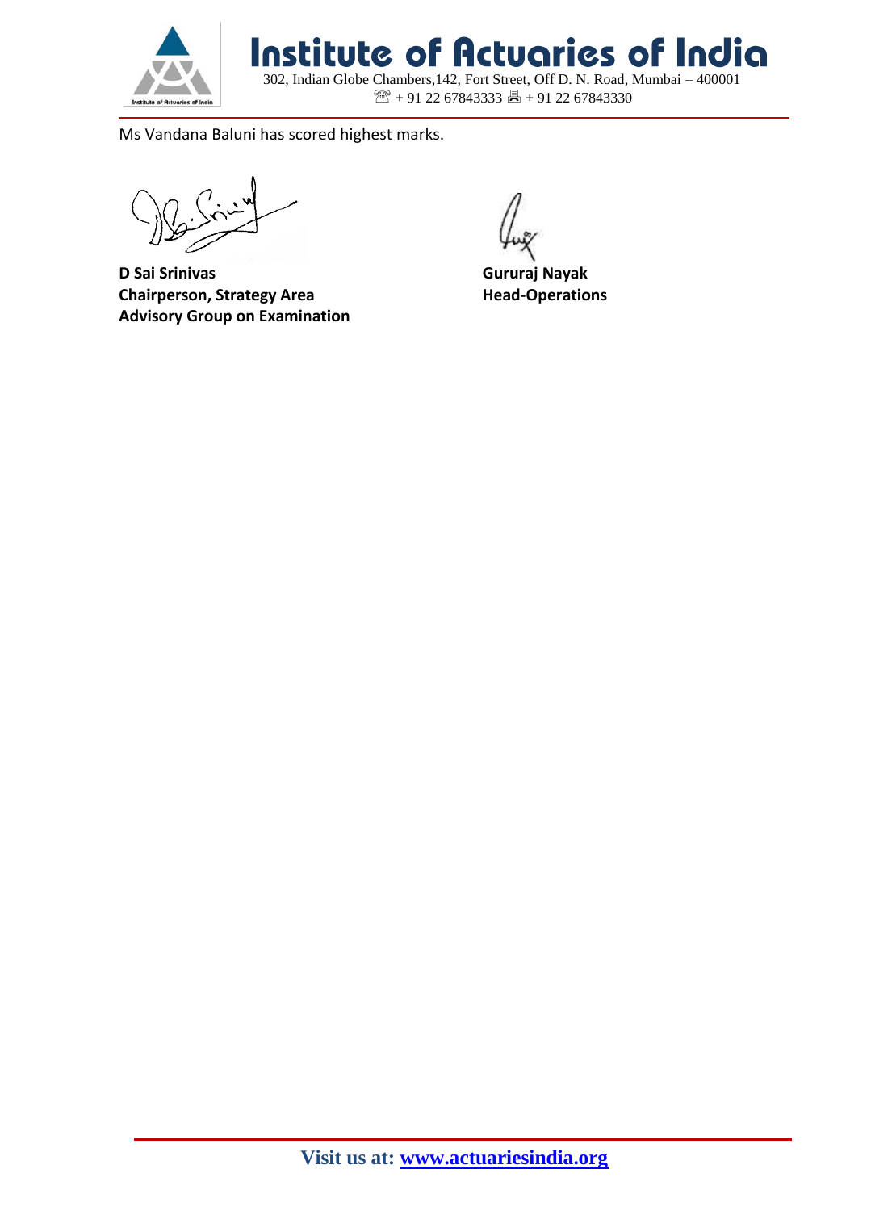Ms Vandana Baluni has scored highest marks.

**D Sai Srinivas**
**Chairperson, Strategy Area**
**Advisory Group on Examination**

**Gururaj Nayak**
**Head-Operations**